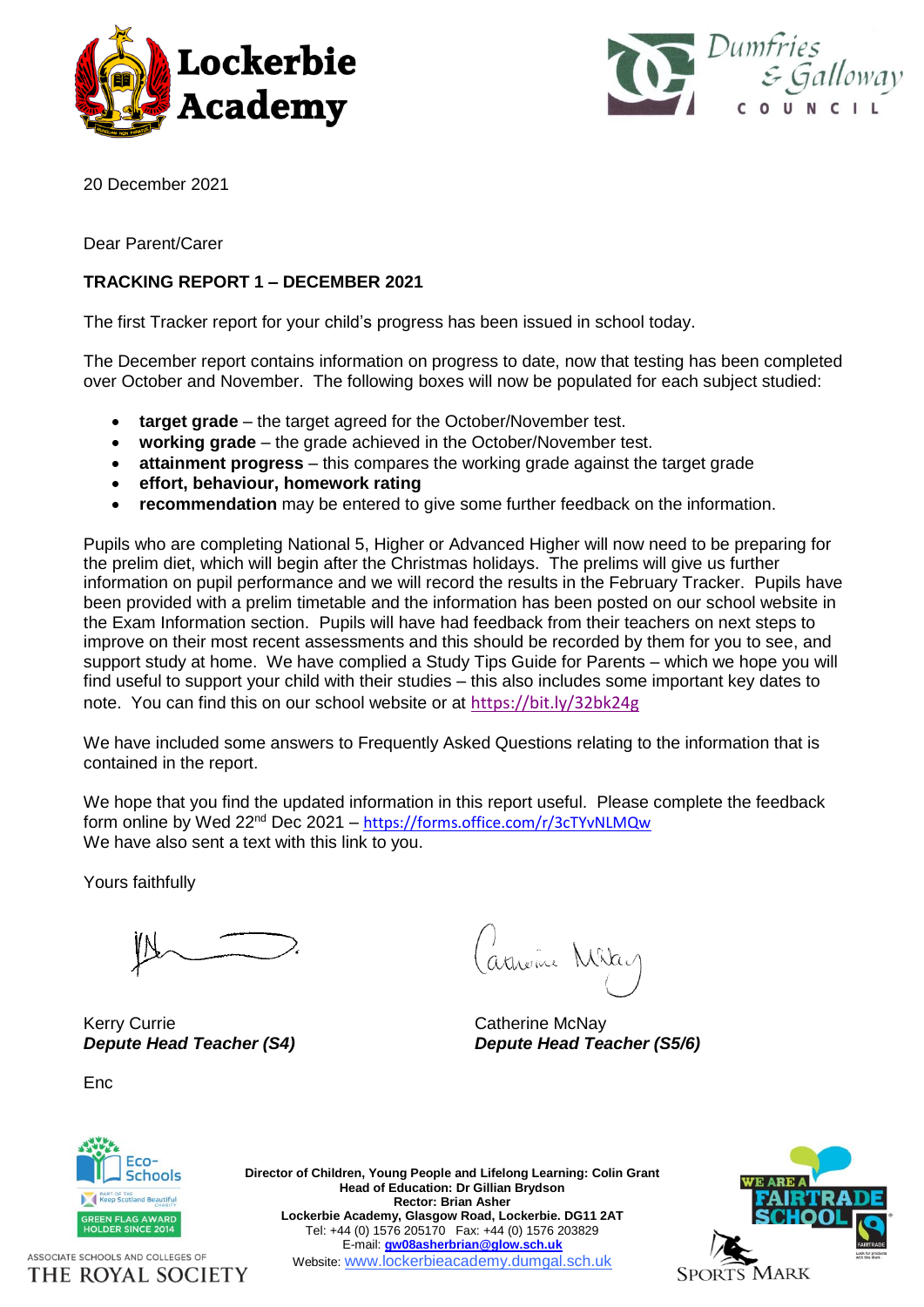Lockerbie Academy

Dumfries & Galloway COUNCIL

20 December 2021

Dear Parent/Carer

**TRACKING REPORT 1 – DECEMBER 2021**

The first Tracker report for your child's progress has been issued in school today.

The December report contains information on progress to date, now that testing has been completed over October and November. The following boxes will now be populated for each subject studied:

- **target grade** – the target agreed for the October/November test.
- **working grade** – the grade achieved in the October/November test.
- **attainment progress** – this compares the working grade against the target grade
- **effort, behaviour, homework rating**
- **recommendation** may be entered to give some further feedback on the information.

Pupils who are completing National 5, Higher or Advanced Higher will now need to be preparing for the prelim diet, which will begin after the Christmas holidays. The prelims will give us further information on pupil performance and we will record the results in the February Tracker. Pupils have been provided with a prelim timetable and the information has been posted on our school website in the Exam Information section. Pupils will have had feedback from their teachers on next steps to improve on their most recent assessments and this should be recorded by them for you to see, and support study at home. We have complied a Study Tips Guide for Parents – which we hope you will find useful to support your child with their studies – this also includes some important key dates to note. You can find this on our school website or at https://bit.ly/32bk24g

We have included some answers to Frequently Asked Questions relating to the information that is contained in the report.

We hope that you find the updated information in this report useful. Please complete the feedback form online by Wed 22nd Dec 2021 – https://forms.office.com/r/3cTYvNLMQw
We have also sent a text with this link to you.

Yours faithfully

Kerry Currie
***Depute Head Teacher (S4)***

Catherine McNay
***Depute Head Teacher (S5/6)***

Enc

**Director of Children, Young People and Lifelong Learning: Colin Grant**
**Head of Education: Dr Gillian Brydson**
**Rector: Brian Asher**
**Lockerbie Academy, Glasgow Road, Lockerbie. DG11 2AT**
Tel: +44 (0) 1576 205170 Fax: +44 (0) 1576 203829
E-mail: **gw08asherbrian@glow.sch.uk**
Website: www.lockerbieacademy.dumgal.sch.uk

Eco-Schools – Part of the Keep Scotland Beautiful charity – Green Flag Award Holder Since 2014

Associate Schools and Colleges of The Royal Society

We are a Fairtrade School

Sports Mark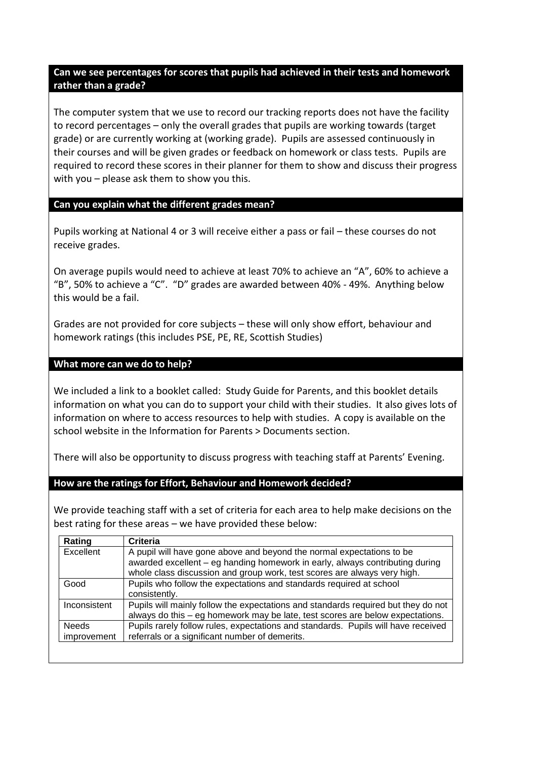### Can we see percentages for scores that pupils had achieved in their tests and homework rather than a grade?

The computer system that we use to record our tracking reports does not have the facility to record percentages – only the overall grades that pupils are working towards (target grade) or are currently working at (working grade). Pupils are assessed continuously in their courses and will be given grades or feedback on homework or class tests. Pupils are required to record these scores in their planner for them to show and discuss their progress with you – please ask them to show you this.

### Can you explain what the different grades mean?

Pupils working at National 4 or 3 will receive either a pass or fail – these courses do not receive grades.

On average pupils would need to achieve at least 70% to achieve an "A", 60% to achieve a "B", 50% to achieve a "C". "D" grades are awarded between 40% - 49%. Anything below this would be a fail.

Grades are not provided for core subjects – these will only show effort, behaviour and homework ratings (this includes PSE, PE, RE, Scottish Studies)

### What more can we do to help?

We included a link to a booklet called: Study Guide for Parents, and this booklet details information on what you can do to support your child with their studies. It also gives lots of information on where to access resources to help with studies. A copy is available on the school website in the Information for Parents > Documents section.

There will also be opportunity to discuss progress with teaching staff at Parents' Evening.

### How are the ratings for Effort, Behaviour and Homework decided?

We provide teaching staff with a set of criteria for each area to help make decisions on the best rating for these areas – we have provided these below:

| Rating | Criteria |
|---|---|
| Excellent | A pupil will have gone above and beyond the normal expectations to be awarded excellent – eg handing homework in early, always contributing during whole class discussion and group work, test scores are always very high. |
| Good | Pupils who follow the expectations and standards required at school consistently. |
| Inconsistent | Pupils will mainly follow the expectations and standards required but they do not always do this – eg homework may be late, test scores are below expectations. |
| Needs improvement | Pupils rarely follow rules, expectations and standards. Pupils will have received referrals or a significant number of demerits. |